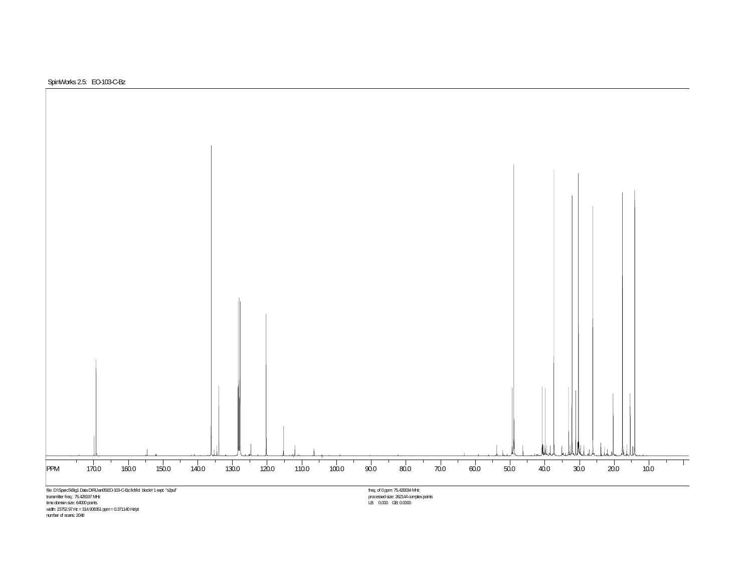SpinWorks 2.5: EO-103-C-Bz

PPM 170.0 160.0 150.0 140.0 130.0 120.0 110.0 100.0 90.0 80.0 70.0 60.0 50.0 40.0 30.0 20.0 10.0

file: D:\Sparc5\Big1 Data DIR\Jan09\EO-103-C-Bz.fid\fid block# 1 expt: "s2pul"
transmitter freq.: 75.428197 MHz
time domain size: 64000 points
width: 23752.97 Hz = 314.908351 ppm = 0.371140 Hz/pt
number of scans: 2048

freq. of 0 ppm: 75.420034 MHz
processed size: 262144 complex points
LB: 0.000 GB: 0.0000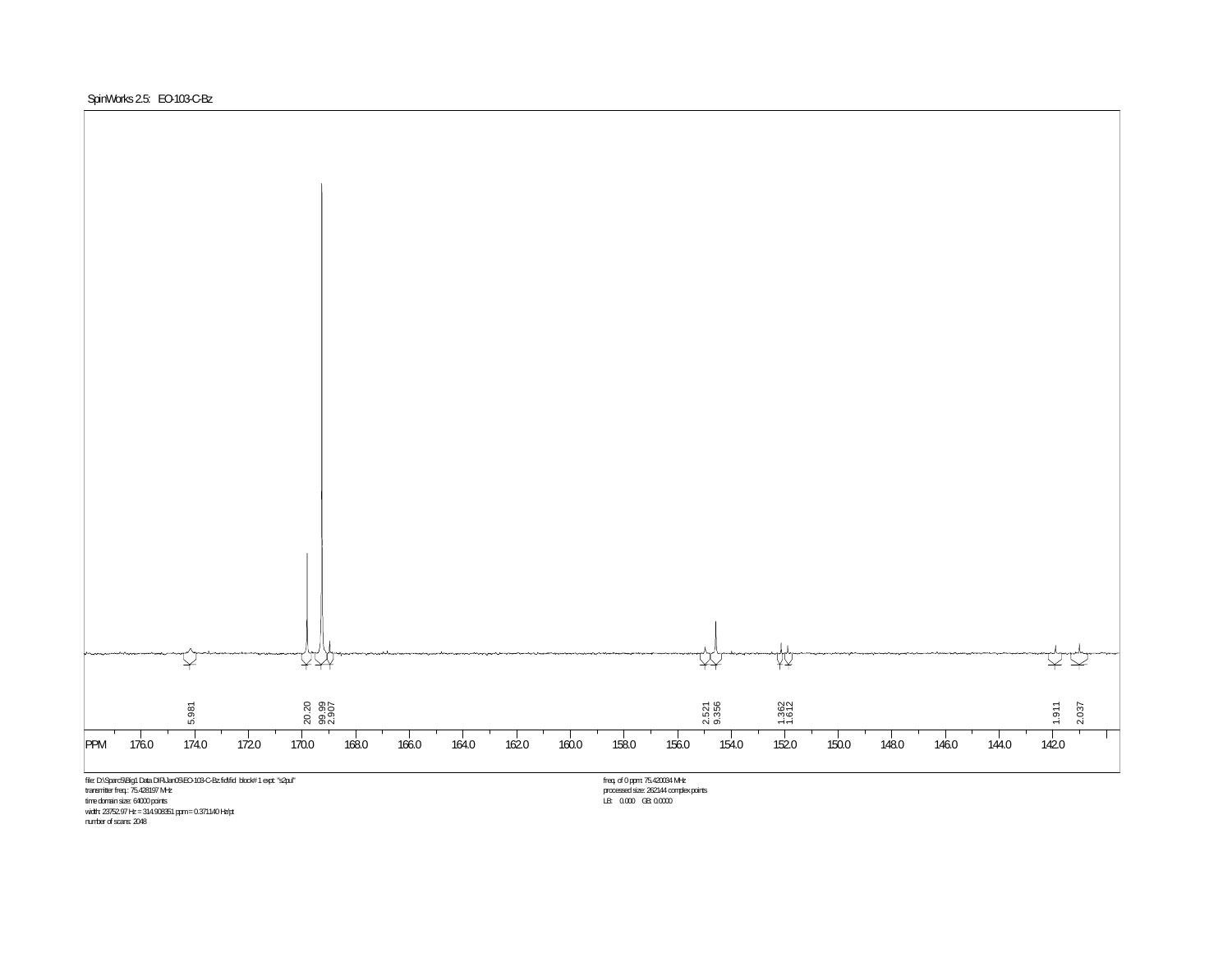SpinWorks 2.5: EO-103-C-Bz

5.981 20.20 99.99 2.907 2.521 9.356 1.362 1.612 1.911 2.037

PPM 176.0 174.0 172.0 170.0 168.0 166.0 164.0 162.0 160.0 158.0 156.0 154.0 152.0 150.0 148.0 146.0 144.0 142.0

file: D:\Sparc5\Big1 Data DIR\Jan09\EO-103-C-Bz.fid\fid block# 1 expt: "s2pul"
transmitter freq.: 75.428197 MHz
time domain size: 64000 points
width: 23752.97 Hz = 314.908351 ppm = 0.371140 Hz/pt
number of scans: 2048

freq. of 0 ppm: 75.420034 MHz
processed size: 262144 complex points
LB: 0.000 GB: 0.0000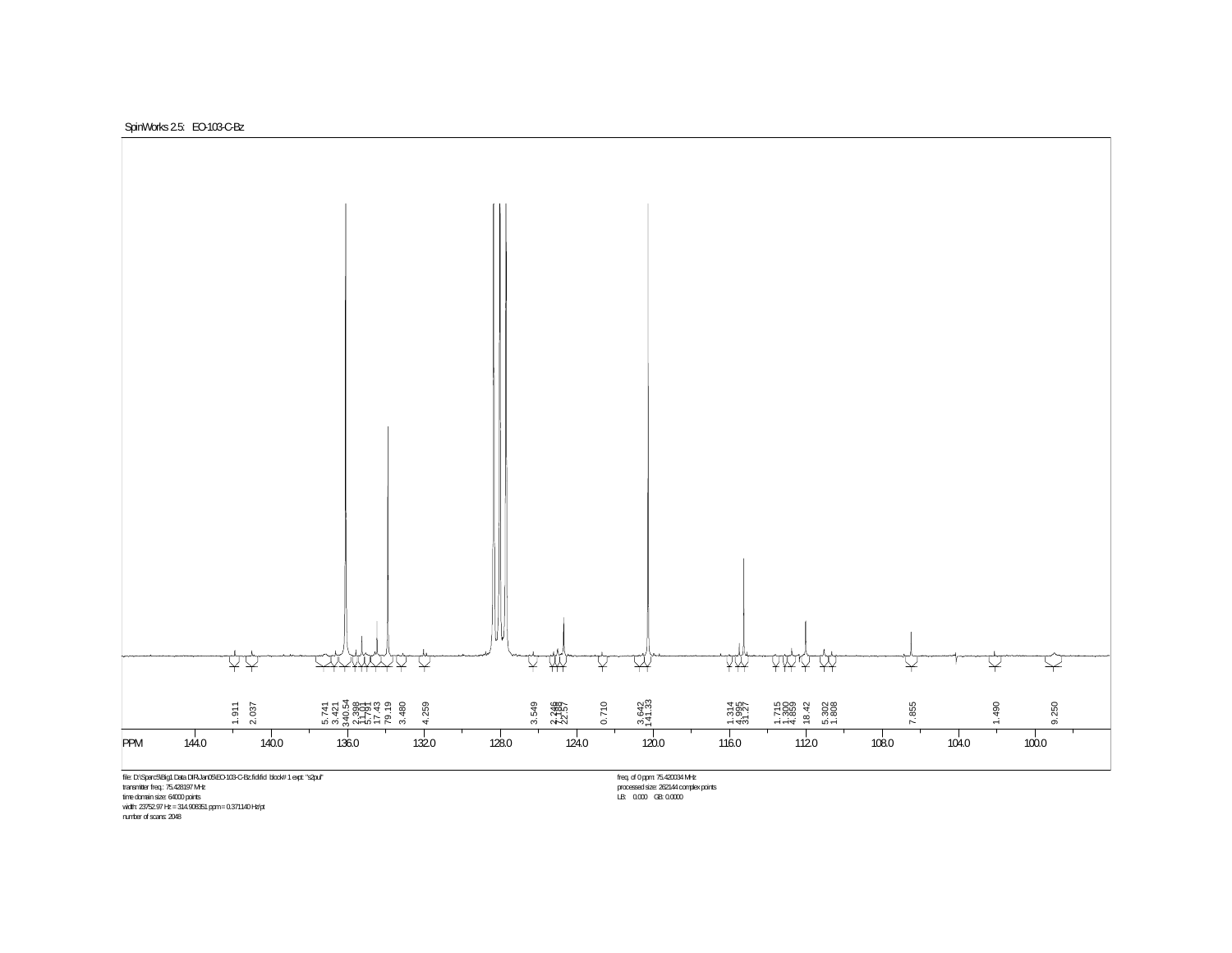SpinWorks 2.5: EO-103-C-Bz

1.911 2.037 5.741 3.421 340.54 1.299 11.70 5.781 17.43 79.19 3.480 4.259 3.549 2.246 2.180 22.57 0.710 3.642 141.33 1.314 4.995 31.27 1.715 1.300 4.859 18.42 5.302 1.808 7.855 1.490 9.250

PPM 144.0 140.0 136.0 132.0 128.0 124.0 120.0 116.0 112.0 108.0 104.0 100.0

file: D:\Sparc5\Big1 Data DIR\Jan09\EO-103-C-Bz.fid\fid block# 1 expt: "s2pul"
transmitter freq.: 75.428197 MHz
time domain size: 64000 points
width: 23752.97 Hz = 314.908351 ppm = 0.371140 Hz/pt
number of scans: 2048

freq. of 0 ppm: 75.420034 MHz
processed size: 262144 complex points
LB: 0.000 GB: 0.0000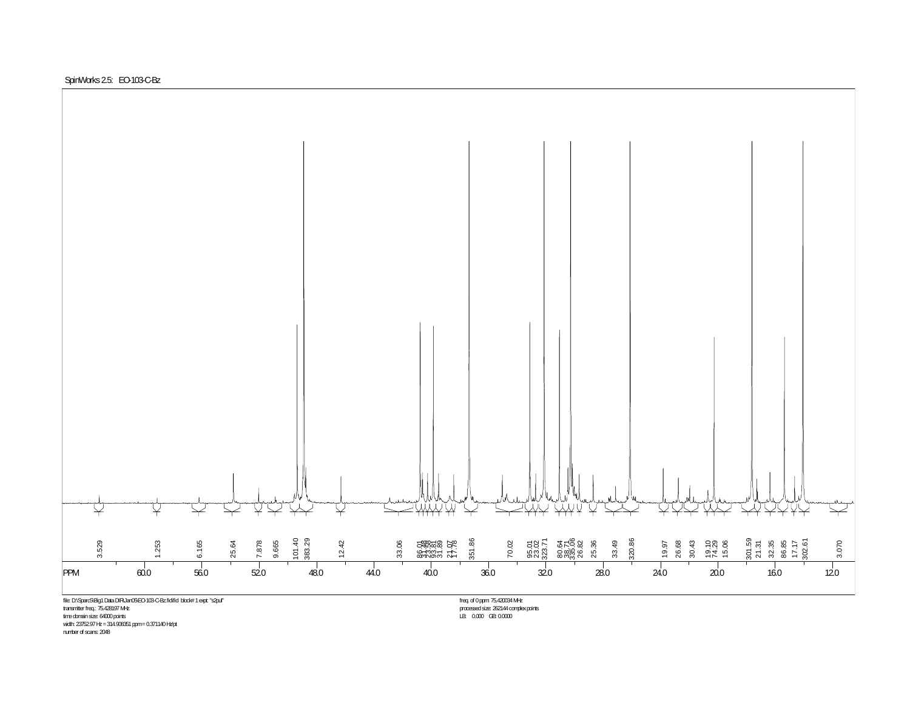SpinWorks 2.5: EO-103-C-Bz

PPM 60.0 56.0 52.0 48.0 44.0 40.0 36.0 32.0 28.0 24.0 20.0 16.0 12.0

3.529 1.253 6.165 25.64 7.878 9.665 101.40 383.29 12.42 33.06 86.01 13.48 23.58 53.81 31.89 21.07 17.78 351.86 70.02 95.01 23.02 323.71 80.64 38.71 335.06 26.82 25.36 33.49 320.86 19.97 26.68 30.43 19.10 74.29 15.06 301.59 21.31 32.35 86.85 17.17 302.61 3.070

file: D:\Sparc5\Big1 Data DIR\Jan09\EO-103-C-Bz.fid\fid block# 1 expt: "s2pul"
transmitter freq.: 75.428197 MHz
time domain size: 64000 points
width: 23752.97 Hz = 314.908351 ppm = 0.371140 Hz/pt
number of scans: 2048

freq. of 0 ppm: 75.420034 MHz
processed size: 262144 complex points
LB: 0.000 GB: 0.0000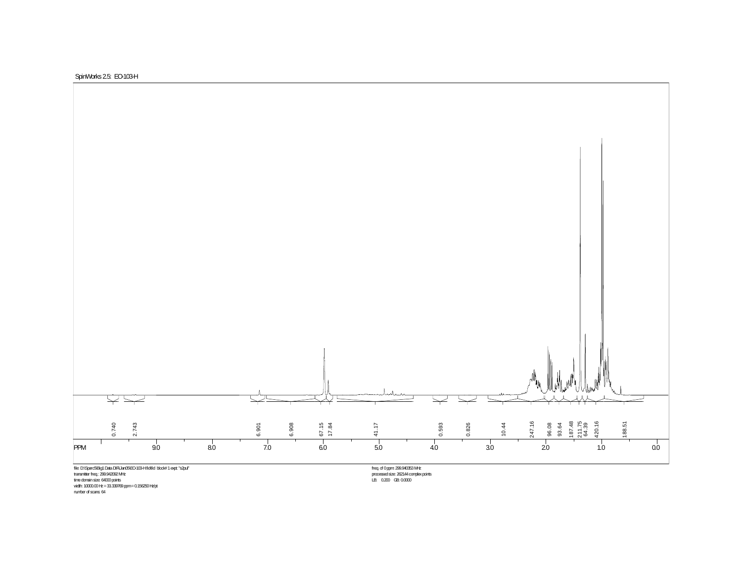SpinWorks 2.5: EO-103-H

| Integral | 0.740 | 2.743 | 6.901 | 6.908 | 67.15 | 17.84 | 41.17 | 0.593 | 0.826 | 10.44 | 247.16 | 96.08 | 93.64 | 187.48 | 211.75 | 64.39 | 420.16 | 188.51 |
|---|---|---|---|---|---|---|---|---|---|---|---|---|---|---|---|---|---|---|

PPM 9.0 8.0 7.0 6.0 5.0 4.0 3.0 2.0 1.0 0.0

file: D:\Sparc5\Big1 Data DIR\Jan05\EO-103-H\fid\fid block# 1 expt: "s2pul"
transmitter freq.: 299.942092 MHz
time domain size: 64000 points
width: 10000.00 Hz = 33.339769 ppm = 0.156250 Hz/pt
number of scans: 64

freq. of 0 ppm: 299.940053 MHz
processed size: 262144 complex points
LB: 0.200 GB: 0.0000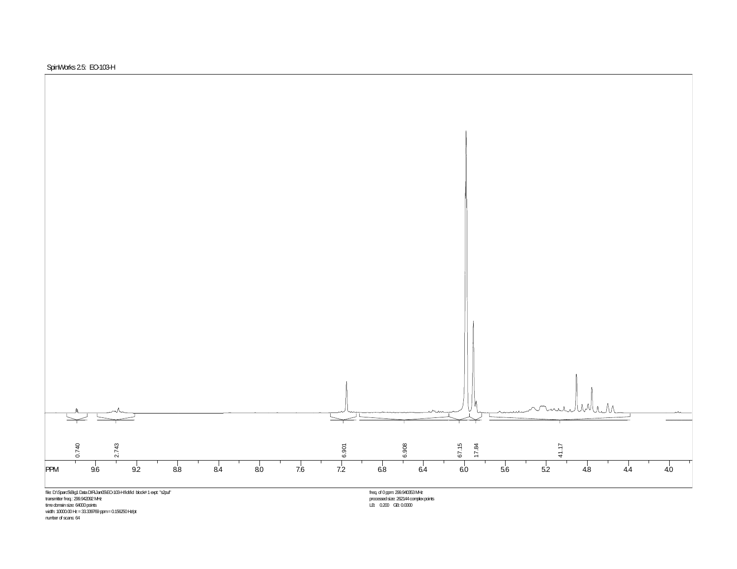SpinWorks 2.5: EO-103-H

| Integral | 0.740 | 2.743 | 6.901 | 6.908 | 67.15 | 17.84 | 41.17 |
|---|---|---|---|---|---|---|---|

PPM 9.6 9.2 8.8 8.4 8.0 7.6 7.2 6.8 6.4 6.0 5.6 5.2 4.8 4.4 4.0

file: D:\Sparc5\Big1 Data DIR\Jan09\EO-103-H\fid\fid block# 1 expt: "s2pul"
transmitter freq.: 299.942092 MHz
time domain size: 64000 points
width: 10000.00 Hz = 33.339769 ppm = 0.156250 Hz/pt
number of scans: 64

freq. of 0 ppm: 299.940353 MHz
processed size: 262144 complex points
LB: 0.200 GB: 0.0000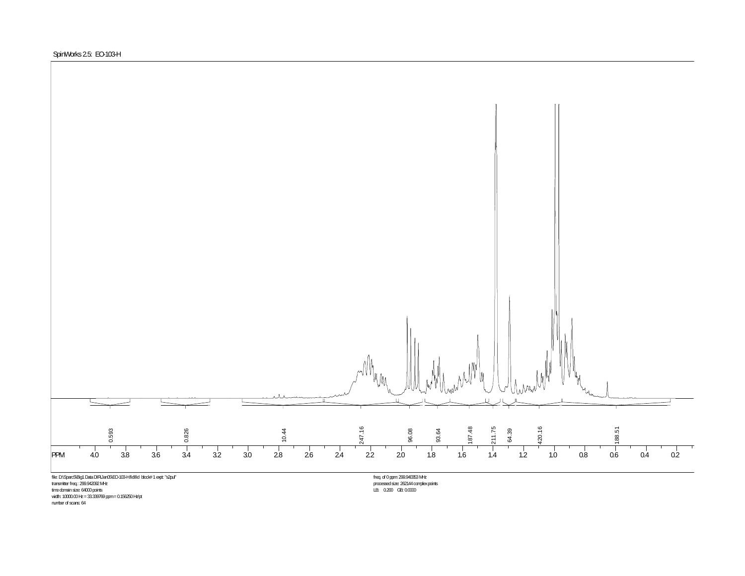SpinWorks 2.5: EO-103-H

0.593

0.826

10.44

247.16

96.08

93.64

187.48

211.75

64.39

420.16

188.51

PPM 4.0 3.8 3.6 3.4 3.2 3.0 2.8 2.6 2.4 2.2 2.0 1.8 1.6 1.4 1.2 1.0 0.8 0.6 0.4 0.2

file: D:\Sparc5\Big1 Data DIR\Jan09\EO-103-H\fid\fid block# 1 expt: "s2pul"
transmitter freq.: 299.942092 MHz
time domain size: 64000 points
width: 10000.00 Hz = 33.339769 ppm = 0.156250 Hz/pt
number of scans: 64

freq. of 0 ppm: 299.940353 MHz
processed size: 262144 complex points
LB: 0.200 GB: 0.0000